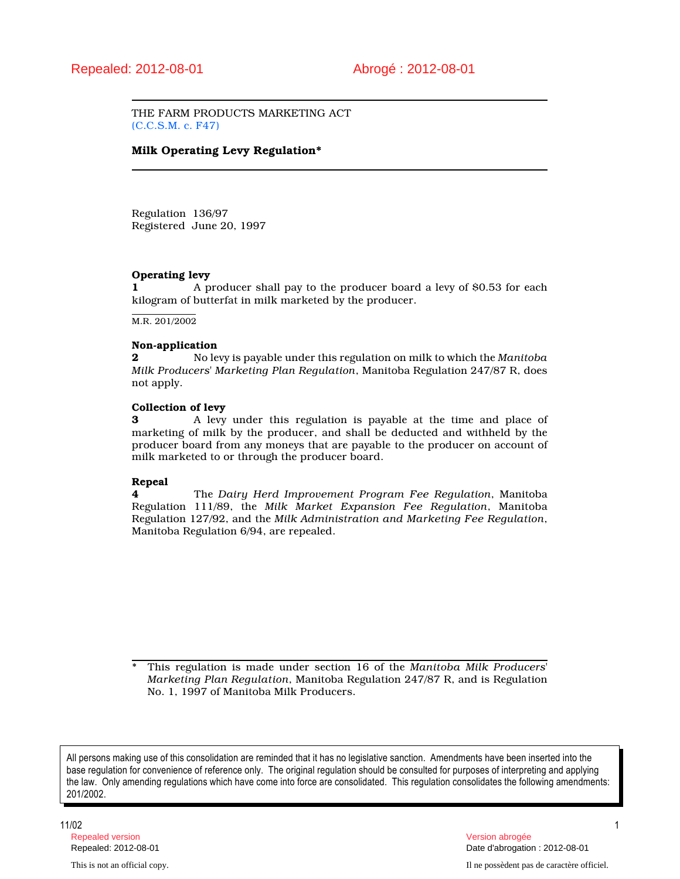Repealed: 2012-08-01 Abrogé : 2012-08-01

THE FARM PRODUCTS MARKETING ACT
(C.C.S.M. c. F47)

**Milk Operating Levy Regulation***

Regulation 136/97
Registered June 20, 1997

**Operating levy**

**1** A producer shall pay to the producer board a levy of $0.53 for each kilogram of butterfat in milk marketed by the producer.

M.R. 201/2002

**Non-application**

**2** No levy is payable under this regulation on milk to which the *Manitoba Milk Producers' Marketing Plan Regulation*, Manitoba Regulation 247/87 R, does not apply.

**Collection of levy**

**3** A levy under this regulation is payable at the time and place of marketing of milk by the producer, and shall be deducted and withheld by the producer board from any moneys that are payable to the producer on account of milk marketed to or through the producer board.

**Repeal**

**4** The *Dairy Herd Improvement Program Fee Regulation*, Manitoba Regulation 111/89, the *Milk Market Expansion Fee Regulation*, Manitoba Regulation 127/92, and the *Milk Administration and Marketing Fee Regulation*, Manitoba Regulation 6/94, are repealed.

\* This regulation is made under section 16 of the *Manitoba Milk Producers' Marketing Plan Regulation*, Manitoba Regulation 247/87 R, and is Regulation No. 1, 1997 of Manitoba Milk Producers.

All persons making use of this consolidation are reminded that it has no legislative sanction. Amendments have been inserted into the base regulation for convenience of reference only. The original regulation should be consulted for purposes of interpreting and applying the law. Only amending regulations which have come into force are consolidated. This regulation consolidates the following amendments: 201/2002.

11/02

Repealed version
Repealed: 2012-08-01

Version abrogée
Date d'abrogation : 2012-08-01

This is not an official copy.

Il ne possèdent pas de caractère officiel.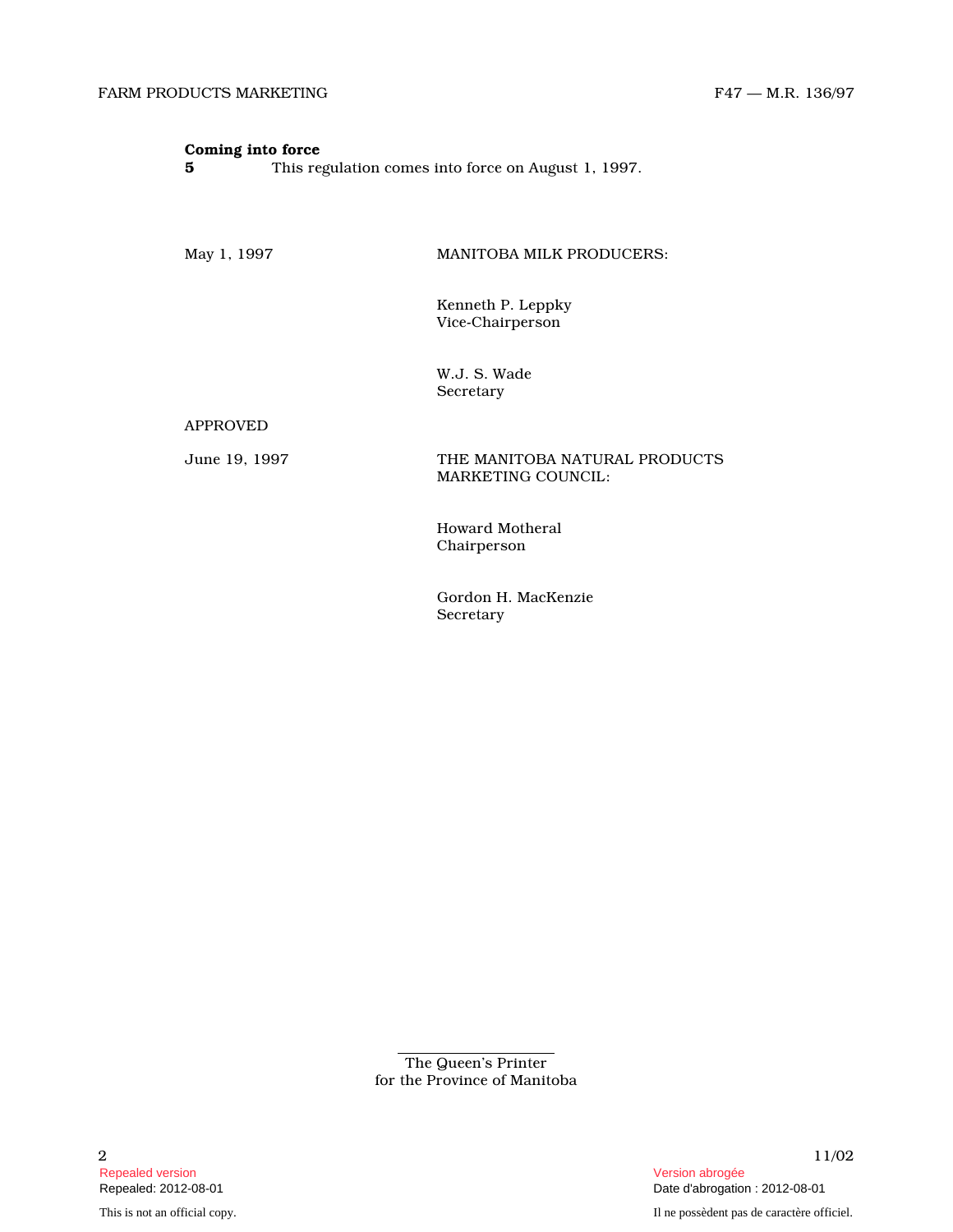**Coming into force**

**5** This regulation comes into force on August 1, 1997.

May 1, 1997

MANITOBA MILK PRODUCERS:

Kenneth P. Leppky
Vice-Chairperson

W.J. S. Wade
Secretary

APPROVED

June 19, 1997

THE MANITOBA NATURAL PRODUCTS MARKETING COUNCIL:

Howard Motheral
Chairperson

Gordon H. MacKenzie
Secretary

The Queen's Printer
for the Province of Manitoba